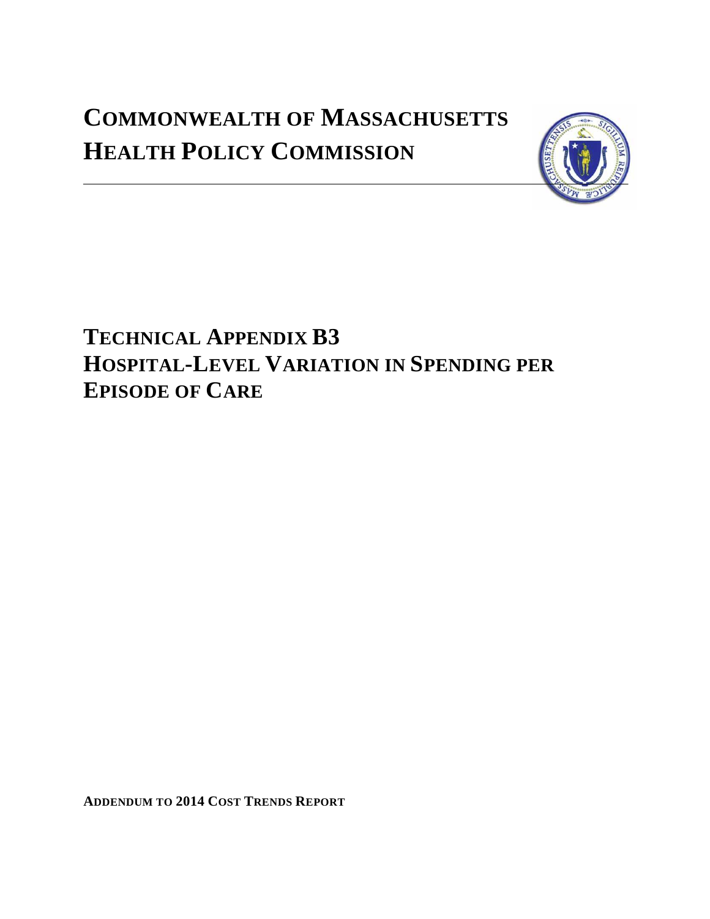# COMMONWEALTH OF MASSACHUSETTS HEALTH POLICY COMMISSION

# TECHNICAL APPENDIX B3 HOSPITAL-LEVEL VARIATION IN SPENDING PER EPISODE OF CARE

**ADDENDUM TO 2014 COST TRENDS REPORT**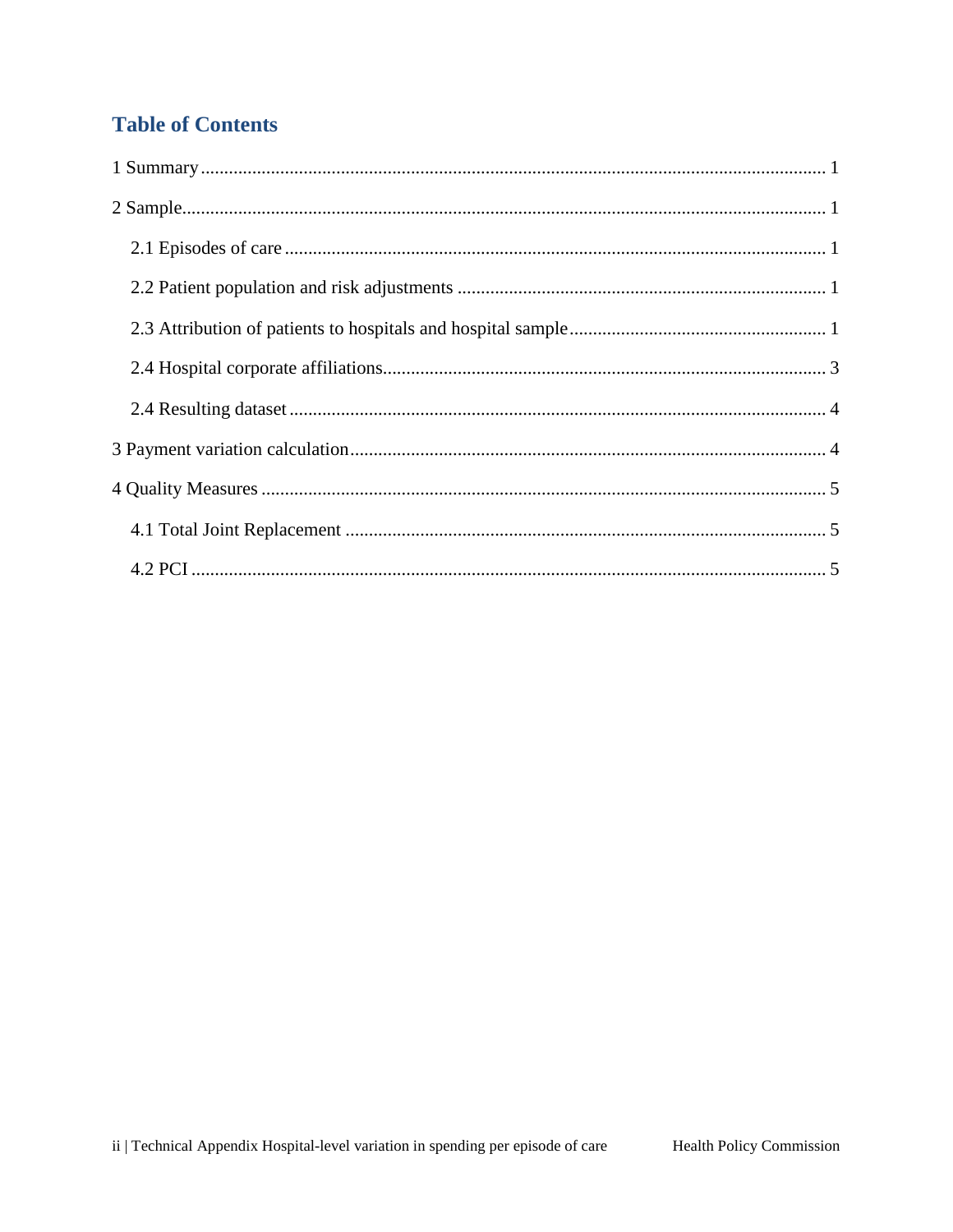## Table of Contents

1 Summary ........................................................................................................................ 1

2 Sample........................................................................................................................... 1

- 2.1 Episodes of care ..................................................................................................... 1
- 2.2 Patient population and risk adjustments ................................................................ 1
- 2.3 Attribution of patients to hospitals and hospital sample........................................ 1
- 2.4 Hospital corporate affiliations................................................................................ 3
- 2.4 Resulting dataset .................................................................................................... 4

3 Payment variation calculation........................................................................................ 4

4 Quality Measures ........................................................................................................... 5

- 4.1 Total Joint Replacement ......................................................................................... 5
- 4.2 PCI ......................................................................................................................... 5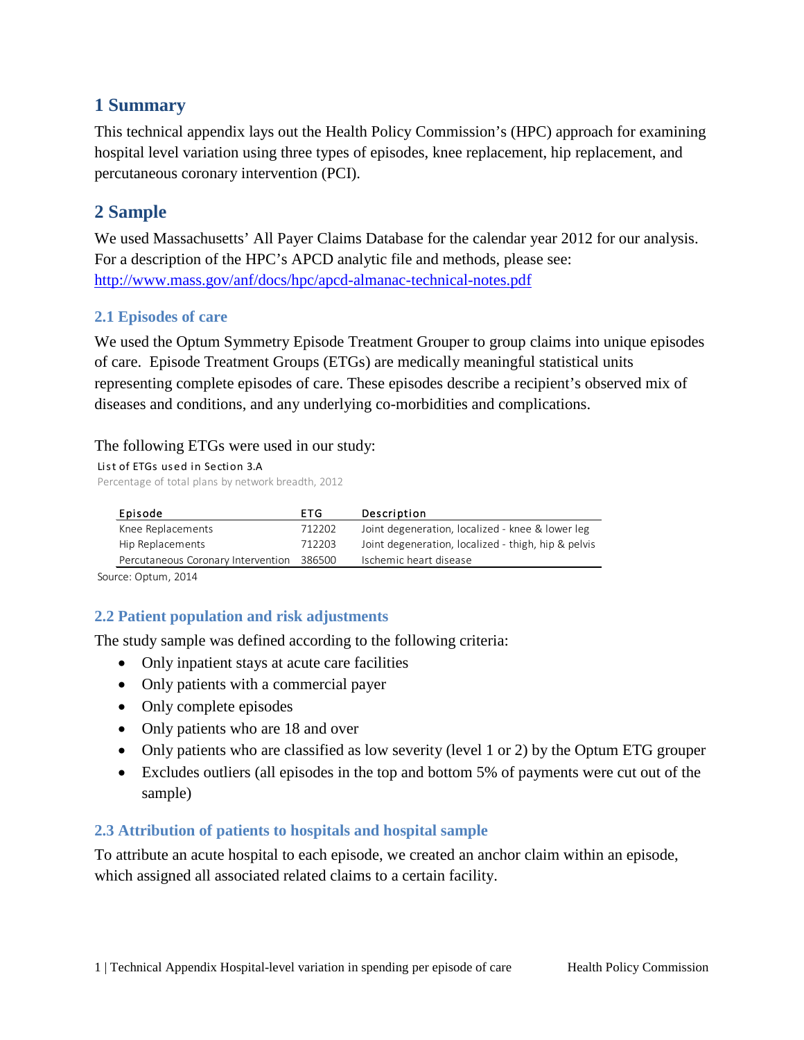## 1 Summary

This technical appendix lays out the Health Policy Commission's (HPC) approach for examining hospital level variation using three types of episodes, knee replacement, hip replacement, and percutaneous coronary intervention (PCI).

## 2 Sample

We used Massachusetts' All Payer Claims Database for the calendar year 2012 for our analysis. For a description of the HPC's APCD analytic file and methods, please see: http://www.mass.gov/anf/docs/hpc/apcd-almanac-technical-notes.pdf

### 2.1 Episodes of care

We used the Optum Symmetry Episode Treatment Grouper to group claims into unique episodes of care. Episode Treatment Groups (ETGs) are medically meaningful statistical units representing complete episodes of care. These episodes describe a recipient's observed mix of diseases and conditions, and any underlying co-morbidities and complications.

The following ETGs were used in our study:

List of ETGs used in Section 3.A

Percentage of total plans by network breadth, 2012

| Episode | ETG | Description |
|---|---|---|
| Knee Replacements | 712202 | Joint degeneration, localized - knee & lower leg |
| Hip Replacements | 712203 | Joint degeneration, localized - thigh, hip & pelvis |
| Percutaneous Coronary Intervention | 386500 | Ischemic heart disease |

Source: Optum, 2014

### 2.2 Patient population and risk adjustments

The study sample was defined according to the following criteria:

- Only inpatient stays at acute care facilities
- Only patients with a commercial payer
- Only complete episodes
- Only patients who are 18 and over
- Only patients who are classified as low severity (level 1 or 2) by the Optum ETG grouper
- Excludes outliers (all episodes in the top and bottom 5% of payments were cut out of the sample)

### 2.3 Attribution of patients to hospitals and hospital sample

To attribute an acute hospital to each episode, we created an anchor claim within an episode, which assigned all associated related claims to a certain facility.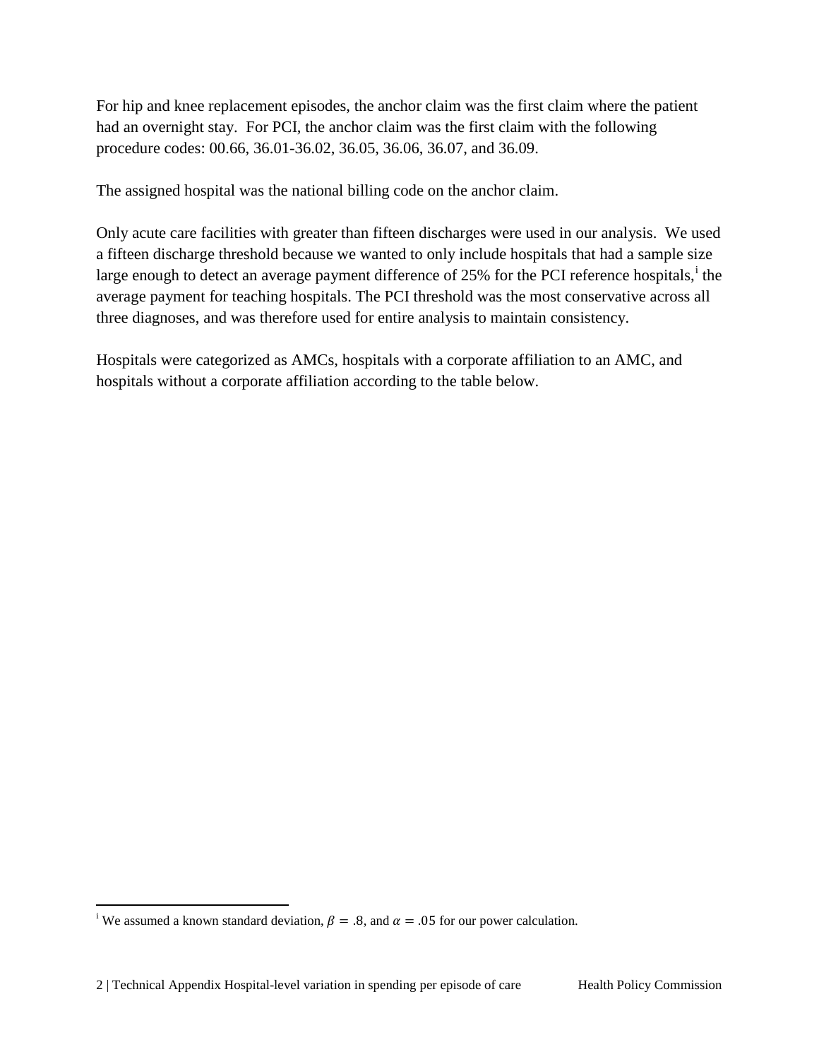For hip and knee replacement episodes, the anchor claim was the first claim where the patient had an overnight stay. For PCI, the anchor claim was the first claim with the following procedure codes: 00.66, 36.01-36.02, 36.05, 36.06, 36.07, and 36.09.

The assigned hospital was the national billing code on the anchor claim.

Only acute care facilities with greater than fifteen discharges were used in our analysis. We used a fifteen discharge threshold because we wanted to only include hospitals that had a sample size large enough to detect an average payment difference of 25% for the PCI reference hospitals,[i] the average payment for teaching hospitals. The PCI threshold was the most conservative across all three diagnoses, and was therefore used for entire analysis to maintain consistency.

Hospitals were categorized as AMCs, hospitals with a corporate affiliation to an AMC, and hospitals without a corporate affiliation according to the table below.

---

[i] We assumed a known standard deviation, $\beta = .8$, and $\alpha = .05$ for our power calculation.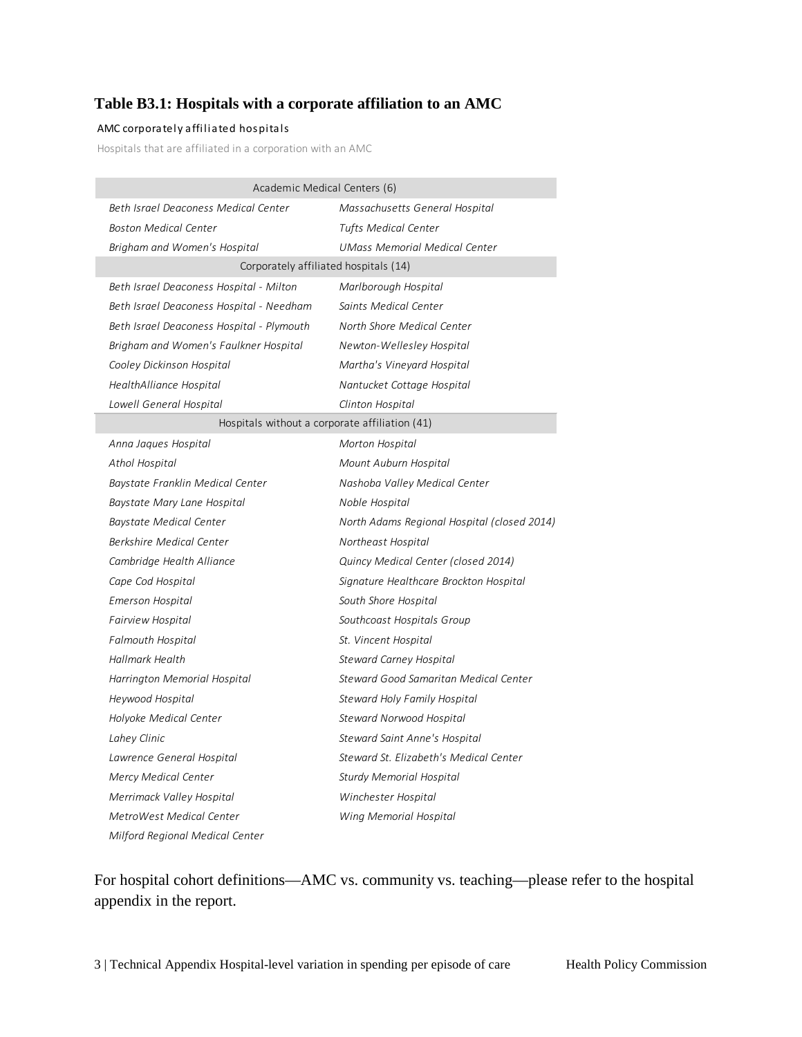**Table B3.1: Hospitals with a corporate affiliation to an AMC**

AMC corporately affiliated hospitals

Hospitals that are affiliated in a corporation with an AMC

| Academic Medical Centers (6) | |
|---|---|
| *Beth Israel Deaconess Medical Center* | *Massachusetts General Hospital* |
| *Boston Medical Center* | *Tufts Medical Center* |
| *Brigham and Women's Hospital* | *UMass Memorial Medical Center* |
| **Corporately affiliated hospitals (14)** | |
| *Beth Israel Deaconess Hospital - Milton* | *Marlborough Hospital* |
| *Beth Israel Deaconess Hospital - Needham* | *Saints Medical Center* |
| *Beth Israel Deaconess Hospital - Plymouth* | *North Shore Medical Center* |
| *Brigham and Women's Faulkner Hospital* | *Newton-Wellesley Hospital* |
| *Cooley Dickinson Hospital* | *Martha's Vineyard Hospital* |
| *HealthAlliance Hospital* | *Nantucket Cottage Hospital* |
| *Lowell General Hospital* | *Clinton Hospital* |
| **Hospitals without a corporate affiliation (41)** | |
| *Anna Jaques Hospital* | *Morton Hospital* |
| *Athol Hospital* | *Mount Auburn Hospital* |
| *Baystate Franklin Medical Center* | *Nashoba Valley Medical Center* |
| *Baystate Mary Lane Hospital* | *Noble Hospital* |
| *Baystate Medical Center* | *North Adams Regional Hospital (closed 2014)* |
| *Berkshire Medical Center* | *Northeast Hospital* |
| *Cambridge Health Alliance* | *Quincy Medical Center (closed 2014)* |
| *Cape Cod Hospital* | *Signature Healthcare Brockton Hospital* |
| *Emerson Hospital* | *South Shore Hospital* |
| *Fairview Hospital* | *Southcoast Hospitals Group* |
| *Falmouth Hospital* | *St. Vincent Hospital* |
| *Hallmark Health* | *Steward Carney Hospital* |
| *Harrington Memorial Hospital* | *Steward Good Samaritan Medical Center* |
| *Heywood Hospital* | *Steward Holy Family Hospital* |
| *Holyoke Medical Center* | *Steward Norwood Hospital* |
| *Lahey Clinic* | *Steward Saint Anne's Hospital* |
| *Lawrence General Hospital* | *Steward St. Elizabeth's Medical Center* |
| *Mercy Medical Center* | *Sturdy Memorial Hospital* |
| *Merrimack Valley Hospital* | *Winchester Hospital* |
| *MetroWest Medical Center* | *Wing Memorial Hospital* |
| *Milford Regional Medical Center* | |

For hospital cohort definitions—AMC vs. community vs. teaching—please refer to the hospital appendix in the report.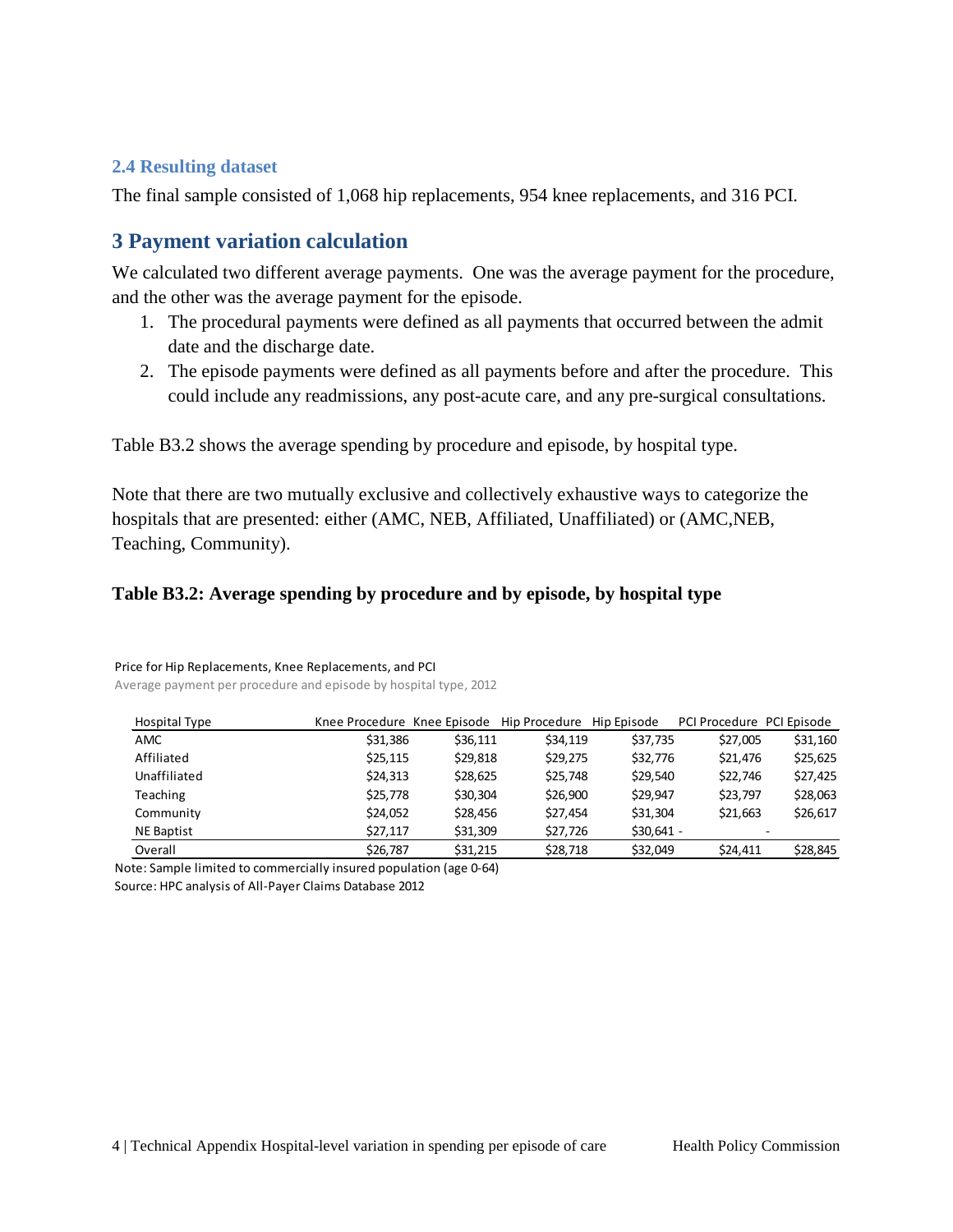### 2.4 Resulting dataset

The final sample consisted of 1,068 hip replacements, 954 knee replacements, and 316 PCI.

## 3 Payment variation calculation

We calculated two different average payments. One was the average payment for the procedure, and the other was the average payment for the episode.

1. The procedural payments were defined as all payments that occurred between the admit date and the discharge date.
2. The episode payments were defined as all payments before and after the procedure. This could include any readmissions, any post-acute care, and any pre-surgical consultations.

Table B3.2 shows the average spending by procedure and episode, by hospital type.

Note that there are two mutually exclusive and collectively exhaustive ways to categorize the hospitals that are presented: either (AMC, NEB, Affiliated, Unaffiliated) or (AMC,NEB, Teaching, Community).

**Table B3.2: Average spending by procedure and by episode, by hospital type**

Price for Hip Replacements, Knee Replacements, and PCI

Average payment per procedure and episode by hospital type, 2012

| Hospital Type | Knee Procedure | Knee Episode | Hip Procedure | Hip Episode | PCI Procedure | PCI Episode |
|---|---|---|---|---|---|---|
| AMC | $31,386 | $36,111 | $34,119 | $37,735 | $27,005 | $31,160 |
| Affiliated | $25,115 | $29,818 | $29,275 | $32,776 | $21,476 | $25,625 |
| Unaffiliated | $24,313 | $28,625 | $25,748 | $29,540 | $22,746 | $27,425 |
| Teaching | $25,778 | $30,304 | $26,900 | $29,947 | $23,797 | $28,063 |
| Community | $24,052 | $28,456 | $27,454 | $31,304 | $21,663 | $26,617 |
| NE Baptist | $27,117 | $31,309 | $27,726 | $30,641 | - | - |
| Overall | $26,787 | $31,215 | $28,718 | $32,049 | $24,411 | $28,845 |

Note: Sample limited to commercially insured population (age 0-64)

Source: HPC analysis of All-Payer Claims Database 2012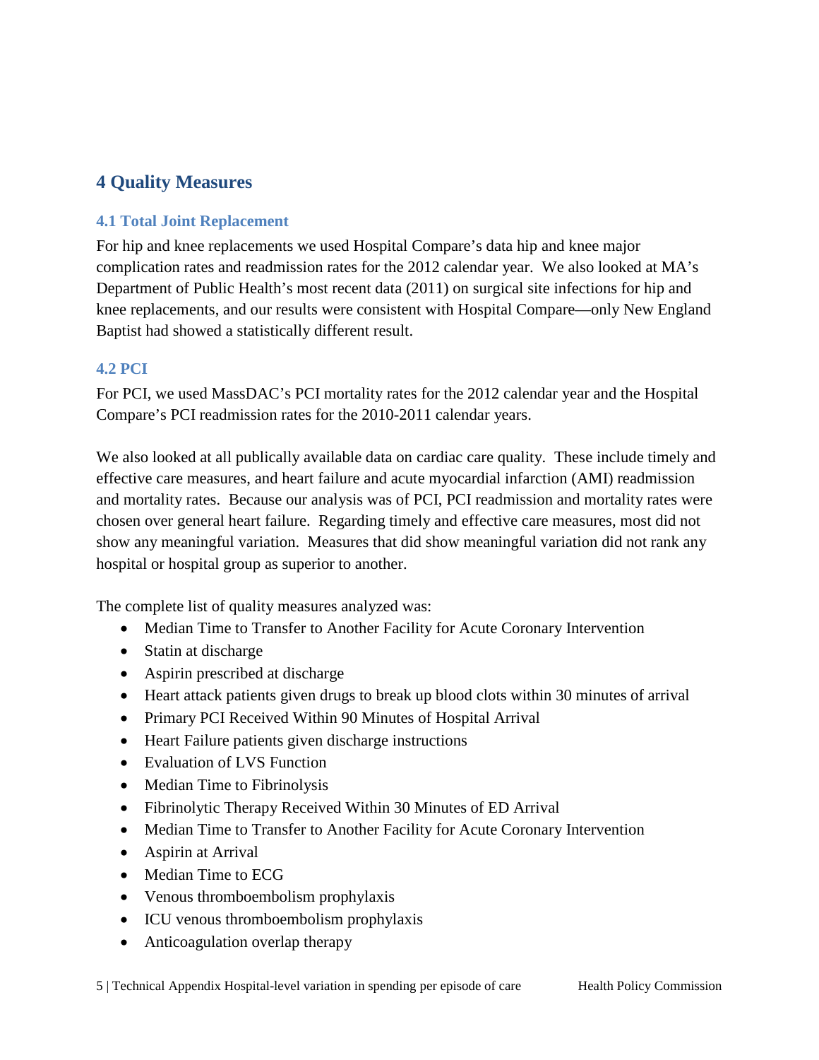## 4 Quality Measures

### 4.1 Total Joint Replacement

For hip and knee replacements we used Hospital Compare's data hip and knee major complication rates and readmission rates for the 2012 calendar year. We also looked at MA's Department of Public Health's most recent data (2011) on surgical site infections for hip and knee replacements, and our results were consistent with Hospital Compare—only New England Baptist had showed a statistically different result.

### 4.2 PCI

For PCI, we used MassDAC's PCI mortality rates for the 2012 calendar year and the Hospital Compare's PCI readmission rates for the 2010-2011 calendar years.

We also looked at all publically available data on cardiac care quality. These include timely and effective care measures, and heart failure and acute myocardial infarction (AMI) readmission and mortality rates. Because our analysis was of PCI, PCI readmission and mortality rates were chosen over general heart failure. Regarding timely and effective care measures, most did not show any meaningful variation. Measures that did show meaningful variation did not rank any hospital or hospital group as superior to another.

The complete list of quality measures analyzed was:

- Median Time to Transfer to Another Facility for Acute Coronary Intervention
- Statin at discharge
- Aspirin prescribed at discharge
- Heart attack patients given drugs to break up blood clots within 30 minutes of arrival
- Primary PCI Received Within 90 Minutes of Hospital Arrival
- Heart Failure patients given discharge instructions
- Evaluation of LVS Function
- Median Time to Fibrinolysis
- Fibrinolytic Therapy Received Within 30 Minutes of ED Arrival
- Median Time to Transfer to Another Facility for Acute Coronary Intervention
- Aspirin at Arrival
- Median Time to ECG
- Venous thromboembolism prophylaxis
- ICU venous thromboembolism prophylaxis
- Anticoagulation overlap therapy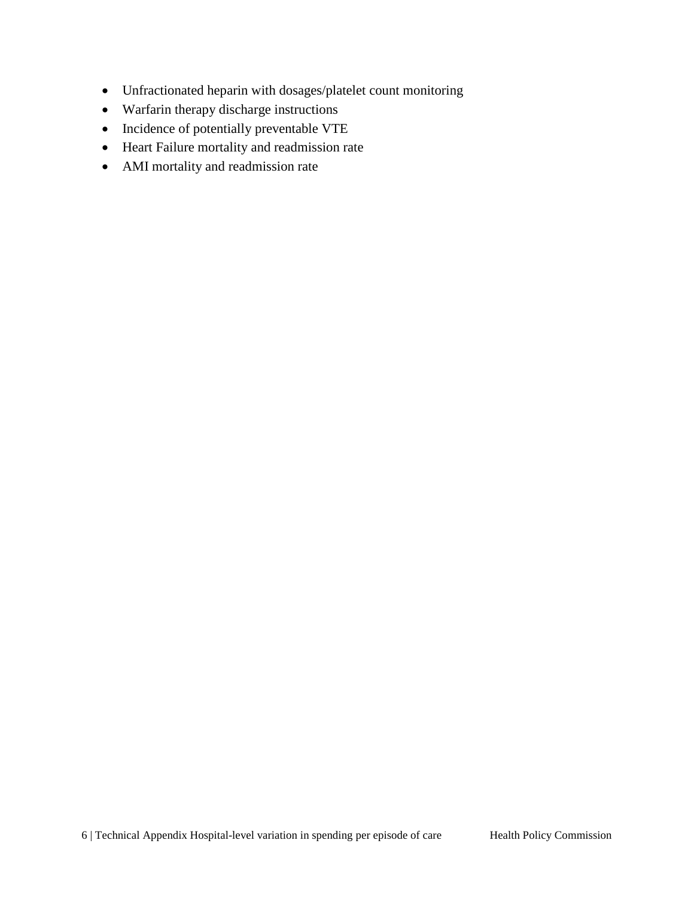- Unfractionated heparin with dosages/platelet count monitoring
- Warfarin therapy discharge instructions
- Incidence of potentially preventable VTE
- Heart Failure mortality and readmission rate
- AMI mortality and readmission rate